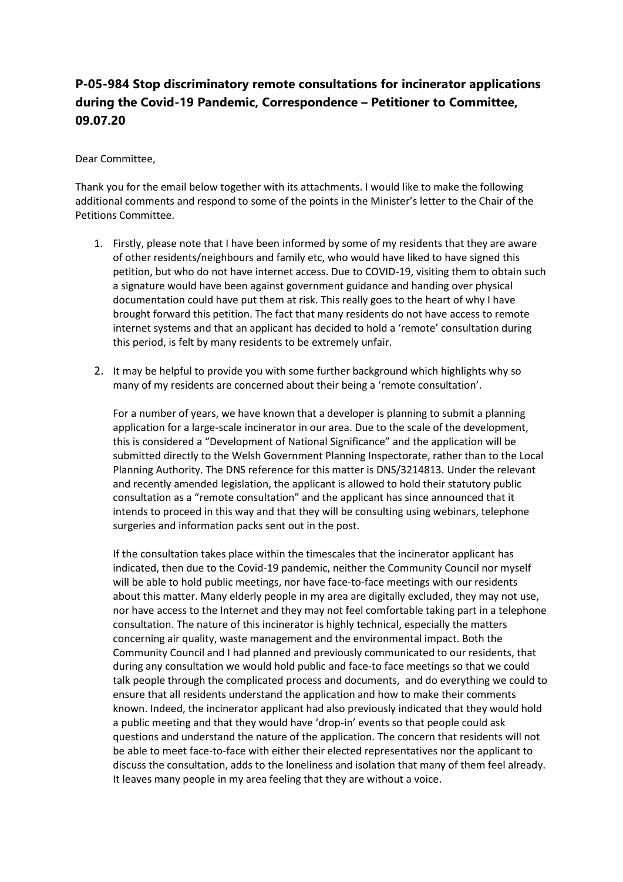**P-05-984 Stop discriminatory remote consultations for incinerator applications during the Covid-19 Pandemic, Correspondence – Petitioner to Committee, 09.07.20**

Dear Committee,

Thank you for the email below together with its attachments. I would like to make the following additional comments and respond to some of the points in the Minister's letter to the Chair of the Petitions Committee.

1. Firstly, please note that I have been informed by some of my residents that they are aware of other residents/neighbours and family etc, who would have liked to have signed this petition, but who do not have internet access. Due to COVID-19, visiting them to obtain such a signature would have been against government guidance and handing over physical documentation could have put them at risk. This really goes to the heart of why I have brought forward this petition. The fact that many residents do not have access to remote internet systems and that an applicant has decided to hold a 'remote' consultation during this period, is felt by many residents to be extremely unfair.

2. It may be helpful to provide you with some further background which highlights why so many of my residents are concerned about their being a 'remote consultation'.

   For a number of years, we have known that a developer is planning to submit a planning application for a large-scale incinerator in our area. Due to the scale of the development, this is considered a "Development of National Significance" and the application will be submitted directly to the Welsh Government Planning Inspectorate, rather than to the Local Planning Authority. The DNS reference for this matter is DNS/3214813. Under the relevant and recently amended legislation, the applicant is allowed to hold their statutory public consultation as a "remote consultation" and the applicant has since announced that it intends to proceed in this way and that they will be consulting using webinars, telephone surgeries and information packs sent out in the post.

   If the consultation takes place within the timescales that the incinerator applicant has indicated, then due to the Covid-19 pandemic, neither the Community Council nor myself will be able to hold public meetings, nor have face-to-face meetings with our residents about this matter. Many elderly people in my area are digitally excluded, they may not use, nor have access to the Internet and they may not feel comfortable taking part in a telephone consultation. The nature of this incinerator is highly technical, especially the matters concerning air quality, waste management and the environmental impact. Both the Community Council and I had planned and previously communicated to our residents, that during any consultation we would hold public and face-to face meetings so that we could talk people through the complicated process and documents, and do everything we could to ensure that all residents understand the application and how to make their comments known. Indeed, the incinerator applicant had also previously indicated that they would hold a public meeting and that they would have 'drop-in' events so that people could ask questions and understand the nature of the application. The concern that residents will not be able to meet face-to-face with either their elected representatives nor the applicant to discuss the consultation, adds to the loneliness and isolation that many of them feel already. It leaves many people in my area feeling that they are without a voice.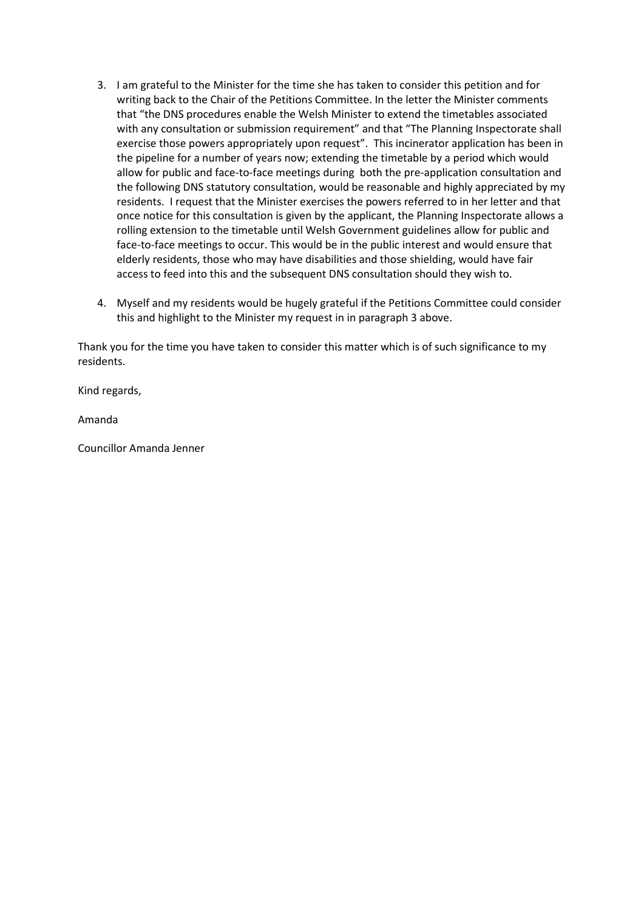3. I am grateful to the Minister for the time she has taken to consider this petition and for writing back to the Chair of the Petitions Committee. In the letter the Minister comments that "the DNS procedures enable the Welsh Minister to extend the timetables associated with any consultation or submission requirement" and that "The Planning Inspectorate shall exercise those powers appropriately upon request". This incinerator application has been in the pipeline for a number of years now; extending the timetable by a period which would allow for public and face-to-face meetings during both the pre-application consultation and the following DNS statutory consultation, would be reasonable and highly appreciated by my residents. I request that the Minister exercises the powers referred to in her letter and that once notice for this consultation is given by the applicant, the Planning Inspectorate allows a rolling extension to the timetable until Welsh Government guidelines allow for public and face-to-face meetings to occur. This would be in the public interest and would ensure that elderly residents, those who may have disabilities and those shielding, would have fair access to feed into this and the subsequent DNS consultation should they wish to.

4. Myself and my residents would be hugely grateful if the Petitions Committee could consider this and highlight to the Minister my request in in paragraph 3 above.

Thank you for the time you have taken to consider this matter which is of such significance to my residents.

Kind regards,

Amanda

Councillor Amanda Jenner